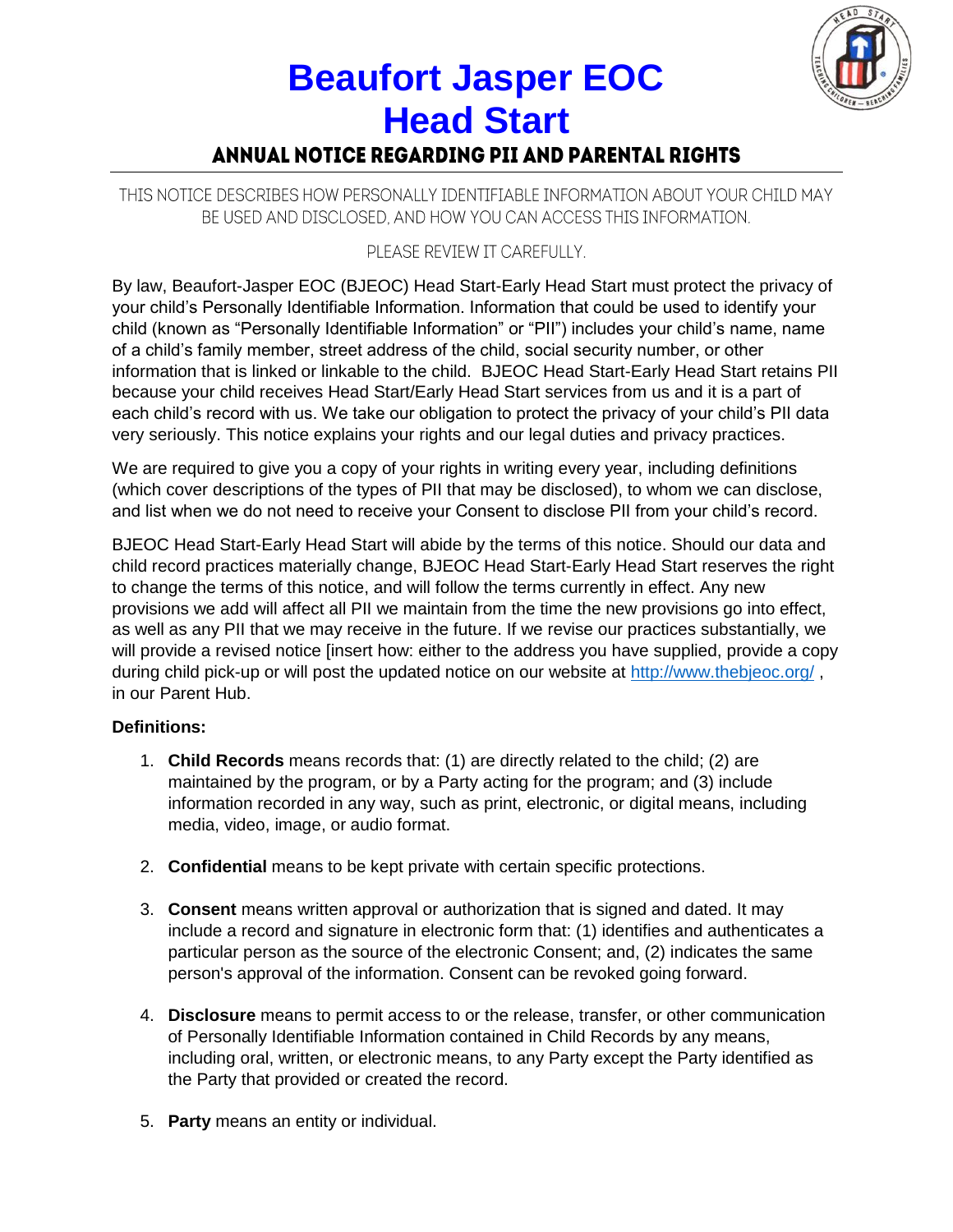# Beaufort Jasper EOC Head Start

## ANNUAL NOTICE REGARDING PII AND PARENTAL RIGHTS

THIS NOTICE DESCRIBES HOW PERSONALLY IDENTIFIABLE INFORMATION ABOUT YOUR CHILD MAY BE USED AND DISCLOSED, AND HOW YOU CAN ACCESS THIS INFORMATION.

PLEASE REVIEW IT CAREFULLY.

By law, Beaufort-Jasper EOC (BJEOC) Head Start-Early Head Start must protect the privacy of your child's Personally Identifiable Information. Information that could be used to identify your child (known as "Personally Identifiable Information" or "PII") includes your child's name, name of a child's family member, street address of the child, social security number, or other information that is linked or linkable to the child. BJEOC Head Start-Early Head Start retains PII because your child receives Head Start/Early Head Start services from us and it is a part of each child's record with us. We take our obligation to protect the privacy of your child's PII data very seriously. This notice explains your rights and our legal duties and privacy practices.

We are required to give you a copy of your rights in writing every year, including definitions (which cover descriptions of the types of PII that may be disclosed), to whom we can disclose, and list when we do not need to receive your Consent to disclose PII from your child's record.

BJEOC Head Start-Early Head Start will abide by the terms of this notice. Should our data and child record practices materially change, BJEOC Head Start-Early Head Start reserves the right to change the terms of this notice, and will follow the terms currently in effect. Any new provisions we add will affect all PII we maintain from the time the new provisions go into effect, as well as any PII that we may receive in the future. If we revise our practices substantially, we will provide a revised notice [insert how: either to the address you have supplied, provide a copy during child pick-up or will post the updated notice on our website at http://www.thebjeoc.org/ , in our Parent Hub.

**Definitions:**

1. **Child Records** means records that: (1) are directly related to the child; (2) are maintained by the program, or by a Party acting for the program; and (3) include information recorded in any way, such as print, electronic, or digital means, including media, video, image, or audio format.

2. **Confidential** means to be kept private with certain specific protections.

3. **Consent** means written approval or authorization that is signed and dated. It may include a record and signature in electronic form that: (1) identifies and authenticates a particular person as the source of the electronic Consent; and, (2) indicates the same person's approval of the information. Consent can be revoked going forward.

4. **Disclosure** means to permit access to or the release, transfer, or other communication of Personally Identifiable Information contained in Child Records by any means, including oral, written, or electronic means, to any Party except the Party identified as the Party that provided or created the record.

5. **Party** means an entity or individual.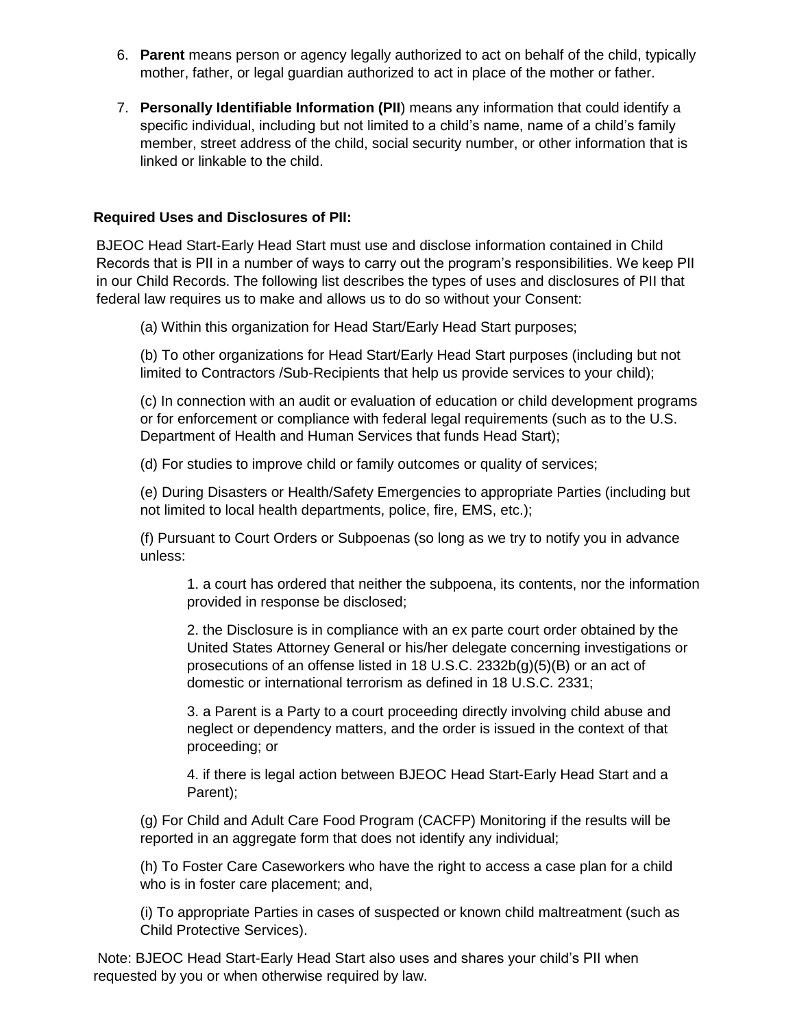6. **Parent** means person or agency legally authorized to act on behalf of the child, typically mother, father, or legal guardian authorized to act in place of the mother or father.

7. **Personally Identifiable Information (PII**) means any information that could identify a specific individual, including but not limited to a child's name, name of a child's family member, street address of the child, social security number, or other information that is linked or linkable to the child.

**Required Uses and Disclosures of PII:**

BJEOC Head Start-Early Head Start must use and disclose information contained in Child Records that is PII in a number of ways to carry out the program's responsibilities. We keep PII in our Child Records. The following list describes the types of uses and disclosures of PII that federal law requires us to make and allows us to do so without your Consent:

(a) Within this organization for Head Start/Early Head Start purposes;

(b) To other organizations for Head Start/Early Head Start purposes (including but not limited to Contractors /Sub-Recipients that help us provide services to your child);

(c) In connection with an audit or evaluation of education or child development programs or for enforcement or compliance with federal legal requirements (such as to the U.S. Department of Health and Human Services that funds Head Start);

(d) For studies to improve child or family outcomes or quality of services;

(e) During Disasters or Health/Safety Emergencies to appropriate Parties (including but not limited to local health departments, police, fire, EMS, etc.);

(f) Pursuant to Court Orders or Subpoenas (so long as we try to notify you in advance unless:

1. a court has ordered that neither the subpoena, its contents, nor the information provided in response be disclosed;

2. the Disclosure is in compliance with an ex parte court order obtained by the United States Attorney General or his/her delegate concerning investigations or prosecutions of an offense listed in 18 U.S.C. 2332b(g)(5)(B) or an act of domestic or international terrorism as defined in 18 U.S.C. 2331;

3. a Parent is a Party to a court proceeding directly involving child abuse and neglect or dependency matters, and the order is issued in the context of that proceeding; or

4. if there is legal action between BJEOC Head Start-Early Head Start and a Parent);

(g) For Child and Adult Care Food Program (CACFP) Monitoring if the results will be reported in an aggregate form that does not identify any individual;

(h) To Foster Care Caseworkers who have the right to access a case plan for a child who is in foster care placement; and,

(i) To appropriate Parties in cases of suspected or known child maltreatment (such as Child Protective Services).

Note: BJEOC Head Start-Early Head Start also uses and shares your child's PII when requested by you or when otherwise required by law.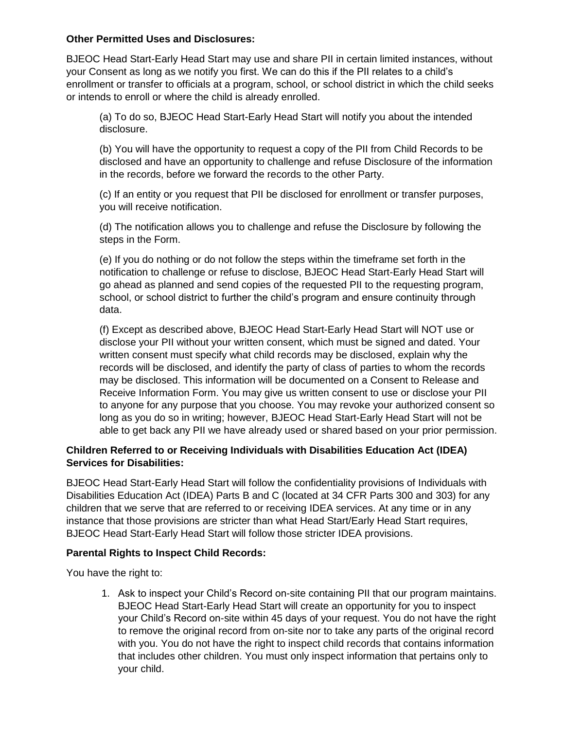**Other Permitted Uses and Disclosures:**

BJEOC Head Start-Early Head Start may use and share PII in certain limited instances, without your Consent as long as we notify you first. We can do this if the PII relates to a child's enrollment or transfer to officials at a program, school, or school district in which the child seeks or intends to enroll or where the child is already enrolled.

(a) To do so, BJEOC Head Start-Early Head Start will notify you about the intended disclosure.

(b) You will have the opportunity to request a copy of the PII from Child Records to be disclosed and have an opportunity to challenge and refuse Disclosure of the information in the records, before we forward the records to the other Party.

(c) If an entity or you request that PII be disclosed for enrollment or transfer purposes, you will receive notification.

(d) The notification allows you to challenge and refuse the Disclosure by following the steps in the Form.

(e) If you do nothing or do not follow the steps within the timeframe set forth in the notification to challenge or refuse to disclose, BJEOC Head Start-Early Head Start will go ahead as planned and send copies of the requested PII to the requesting program, school, or school district to further the child's program and ensure continuity through data.

(f) Except as described above, BJEOC Head Start-Early Head Start will NOT use or disclose your PII without your written consent, which must be signed and dated. Your written consent must specify what child records may be disclosed, explain why the records will be disclosed, and identify the party of class of parties to whom the records may be disclosed. This information will be documented on a Consent to Release and Receive Information Form. You may give us written consent to use or disclose your PII to anyone for any purpose that you choose. You may revoke your authorized consent so long as you do so in writing; however, BJEOC Head Start-Early Head Start will not be able to get back any PII we have already used or shared based on your prior permission.

**Children Referred to or Receiving Individuals with Disabilities Education Act (IDEA) Services for Disabilities:**

BJEOC Head Start-Early Head Start will follow the confidentiality provisions of Individuals with Disabilities Education Act (IDEA) Parts B and C (located at 34 CFR Parts 300 and 303) for any children that we serve that are referred to or receiving IDEA services. At any time or in any instance that those provisions are stricter than what Head Start/Early Head Start requires, BJEOC Head Start-Early Head Start will follow those stricter IDEA provisions.

**Parental Rights to Inspect Child Records:**

You have the right to:

1. Ask to inspect your Child's Record on-site containing PII that our program maintains. BJEOC Head Start-Early Head Start will create an opportunity for you to inspect your Child's Record on-site within 45 days of your request. You do not have the right to remove the original record from on-site nor to take any parts of the original record with you. You do not have the right to inspect child records that contains information that includes other children. You must only inspect information that pertains only to your child.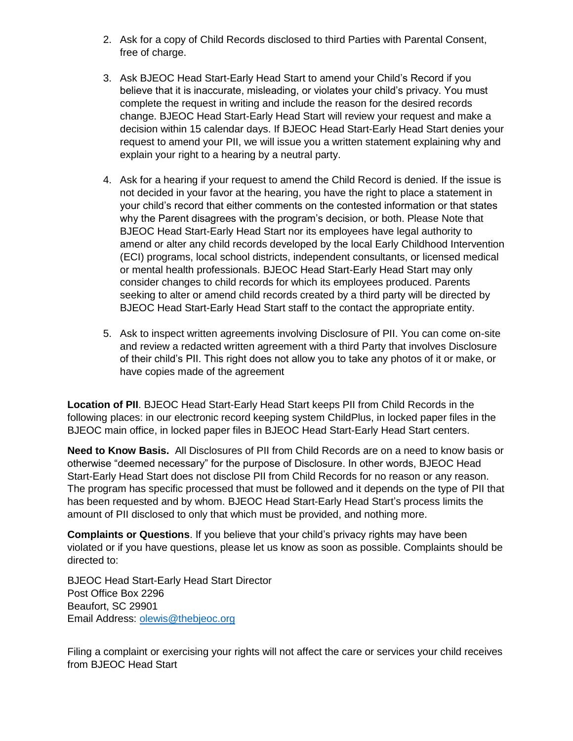2. Ask for a copy of Child Records disclosed to third Parties with Parental Consent, free of charge.

3. Ask BJEOC Head Start-Early Head Start to amend your Child's Record if you believe that it is inaccurate, misleading, or violates your child's privacy. You must complete the request in writing and include the reason for the desired records change. BJEOC Head Start-Early Head Start will review your request and make a decision within 15 calendar days. If BJEOC Head Start-Early Head Start denies your request to amend your PII, we will issue you a written statement explaining why and explain your right to a hearing by a neutral party.

4. Ask for a hearing if your request to amend the Child Record is denied. If the issue is not decided in your favor at the hearing, you have the right to place a statement in your child's record that either comments on the contested information or that states why the Parent disagrees with the program's decision, or both. Please Note that BJEOC Head Start-Early Head Start nor its employees have legal authority to amend or alter any child records developed by the local Early Childhood Intervention (ECI) programs, local school districts, independent consultants, or licensed medical or mental health professionals. BJEOC Head Start-Early Head Start may only consider changes to child records for which its employees produced. Parents seeking to alter or amend child records created by a third party will be directed by BJEOC Head Start-Early Head Start staff to the contact the appropriate entity.

5. Ask to inspect written agreements involving Disclosure of PII. You can come on-site and review a redacted written agreement with a third Party that involves Disclosure of their child's PII. This right does not allow you to take any photos of it or make, or have copies made of the agreement

**Location of PII**. BJEOC Head Start-Early Head Start keeps PII from Child Records in the following places: in our electronic record keeping system ChildPlus, in locked paper files in the BJEOC main office, in locked paper files in BJEOC Head Start-Early Head Start centers.

**Need to Know Basis.** All Disclosures of PII from Child Records are on a need to know basis or otherwise "deemed necessary" for the purpose of Disclosure. In other words, BJEOC Head Start-Early Head Start does not disclose PII from Child Records for no reason or any reason. The program has specific processed that must be followed and it depends on the type of PII that has been requested and by whom. BJEOC Head Start-Early Head Start's process limits the amount of PII disclosed to only that which must be provided, and nothing more.

**Complaints or Questions**. If you believe that your child's privacy rights may have been violated or if you have questions, please let us know as soon as possible. Complaints should be directed to:

BJEOC Head Start-Early Head Start Director
Post Office Box 2296
Beaufort, SC 29901
Email Address: olewis@thebjeoc.org

Filing a complaint or exercising your rights will not affect the care or services your child receives from BJEOC Head Start